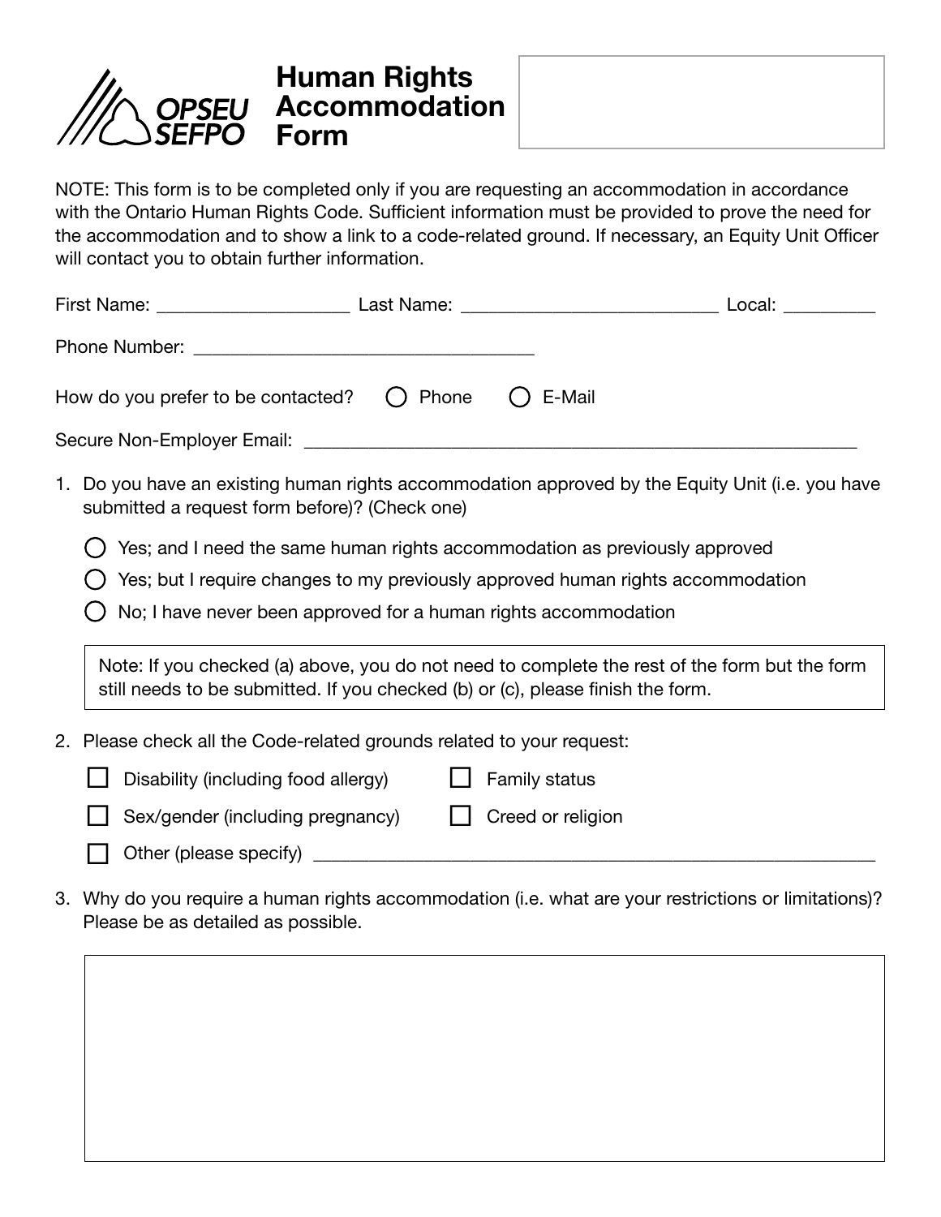# Human Rights Accommodation Form

OPSEU SEFPO

NOTE: This form is to be completed only if you are requesting an accommodation in accordance with the Ontario Human Rights Code. Sufficient information must be provided to prove the need for the accommodation and to show a link to a code-related ground. If necessary, an Equity Unit Officer will contact you to obtain further information.

First Name: ____________________ Last Name: __________________________ Local: _________

Phone Number: ___________________________________

How do you prefer to be contacted? ◯ Phone ◯ E-Mail

Secure Non-Employer Email: ___________________________________________________________

1. Do you have an existing human rights accommodation approved by the Equity Unit (i.e. you have submitted a request form before)? (Check one)

   ◯ Yes; and I need the same human rights accommodation as previously approved

   ◯ Yes; but I require changes to my previously approved human rights accommodation

   ◯ No; I have never been approved for a human rights accommodation

   > Note: If you checked (a) above, you do not need to complete the rest of the form but the form still needs to be submitted. If you checked (b) or (c), please finish the form.

2. Please check all the Code-related grounds related to your request:

   ☐ Disability (including food allergy)

   ☐ Family status

   ☐ Sex/gender (including pregnancy)

   ☐ Creed or religion

   ☐ Other (please specify) ___________________________________________________________

3. Why do you require a human rights accommodation (i.e. what are your restrictions or limitations)? Please be as detailed as possible.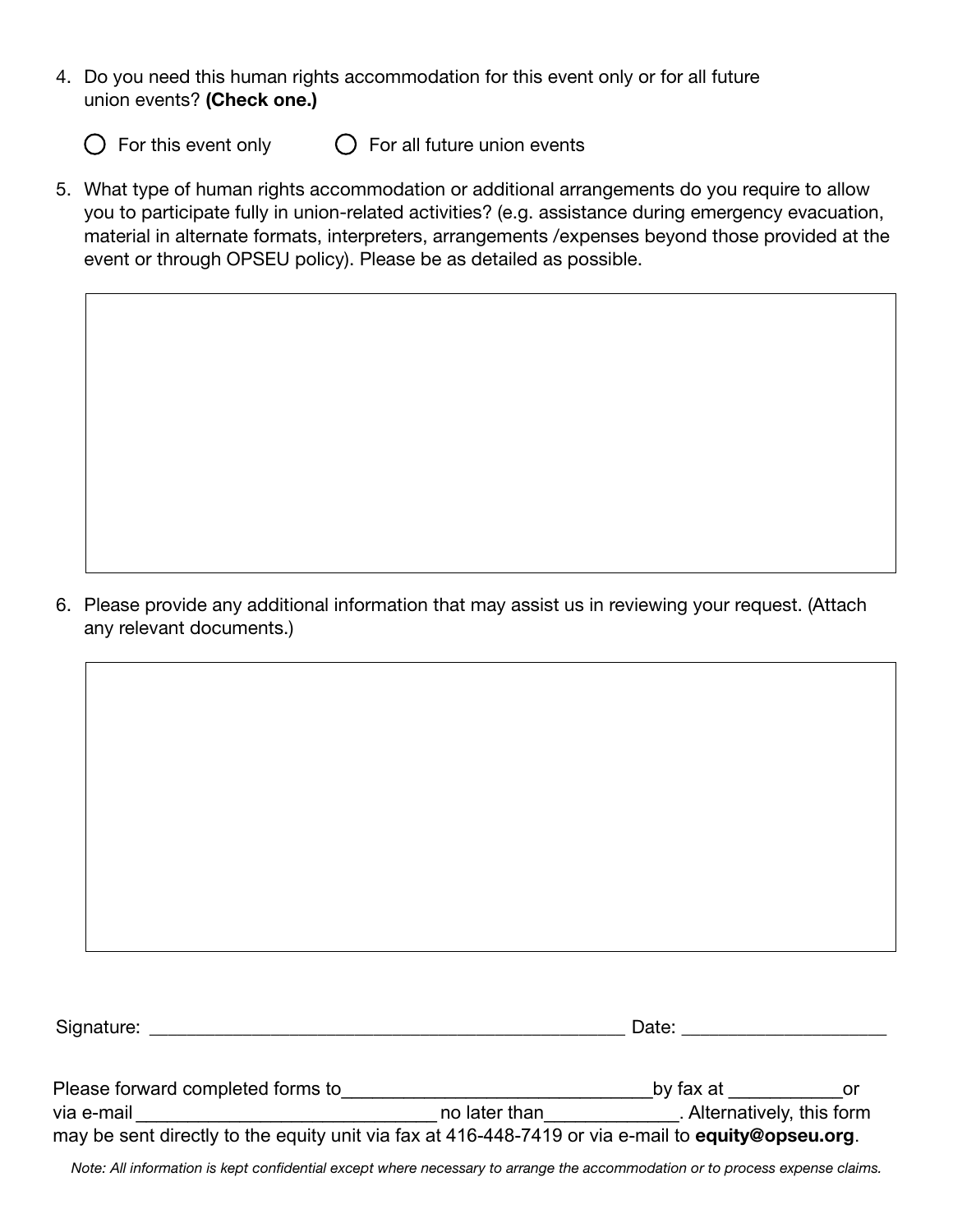4. Do you need this human rights accommodation for this event only or for all future union events? **(Check one.)**

   ◯ For this event only ◯ For all future union events

5. What type of human rights accommodation or additional arrangements do you require to allow you to participate fully in union-related activities? (e.g. assistance during emergency evacuation, material in alternate formats, interpreters, arrangements /expenses beyond those provided at the event or through OPSEU policy). Please be as detailed as possible.

6. Please provide any additional information that may assist us in reviewing your request. (Attach any relevant documents.)

Signature: ______________________________________________ Date: ____________________

Please forward completed forms to______________________________by fax at ___________or via e-mail ______________________________ no later than_____________. Alternatively, this form may be sent directly to the equity unit via fax at 416-448-7419 or via e-mail to **equity@opseu.org**.

*Note: All information is kept confidential except where necessary to arrange the accommodation or to process expense claims.*